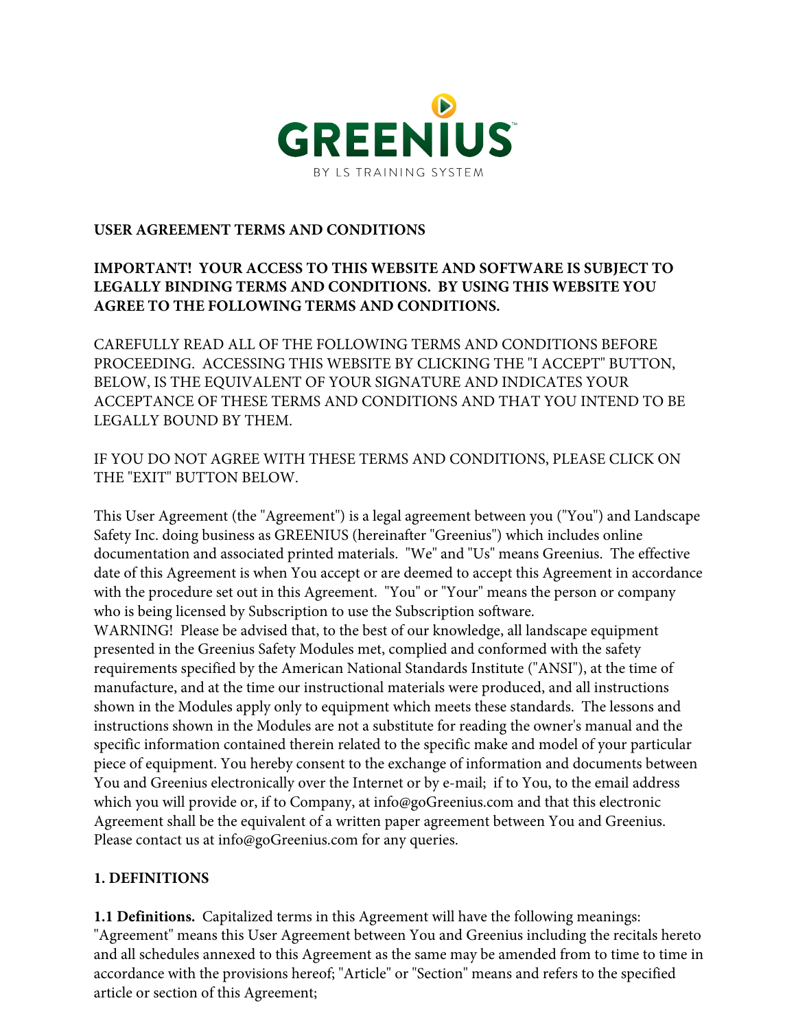GREENIUS™

BY LS TRAINING SYSTEM

**USER AGREEMENT TERMS AND CONDITIONS**

**IMPORTANT! YOUR ACCESS TO THIS WEBSITE AND SOFTWARE IS SUBJECT TO LEGALLY BINDING TERMS AND CONDITIONS. BY USING THIS WEBSITE YOU AGREE TO THE FOLLOWING TERMS AND CONDITIONS.**

CAREFULLY READ ALL OF THE FOLLOWING TERMS AND CONDITIONS BEFORE PROCEEDING. ACCESSING THIS WEBSITE BY CLICKING THE "I ACCEPT" BUTTON, BELOW, IS THE EQUIVALENT OF YOUR SIGNATURE AND INDICATES YOUR ACCEPTANCE OF THESE TERMS AND CONDITIONS AND THAT YOU INTEND TO BE LEGALLY BOUND BY THEM.

IF YOU DO NOT AGREE WITH THESE TERMS AND CONDITIONS, PLEASE CLICK ON THE "EXIT" BUTTON BELOW.

This User Agreement (the "Agreement") is a legal agreement between you ("You") and Landscape Safety Inc. doing business as GREENIUS (hereinafter "Greenius") which includes online documentation and associated printed materials. "We" and "Us" means Greenius. The effective date of this Agreement is when You accept or are deemed to accept this Agreement in accordance with the procedure set out in this Agreement. "You" or "Your" means the person or company who is being licensed by Subscription to use the Subscription software.
WARNING! Please be advised that, to the best of our knowledge, all landscape equipment presented in the Greenius Safety Modules met, complied and conformed with the safety requirements specified by the American National Standards Institute ("ANSI"), at the time of manufacture, and at the time our instructional materials were produced, and all instructions shown in the Modules apply only to equipment which meets these standards. The lessons and instructions shown in the Modules are not a substitute for reading the owner's manual and the specific information contained therein related to the specific make and model of your particular piece of equipment. You hereby consent to the exchange of information and documents between You and Greenius electronically over the Internet or by e-mail; if to You, to the email address which you will provide or, if to Company, at info@goGreenius.com and that this electronic Agreement shall be the equivalent of a written paper agreement between You and Greenius. Please contact us at info@goGreenius.com for any queries.

**1. DEFINITIONS**

**1.1 Definitions.** Capitalized terms in this Agreement will have the following meanings: "Agreement" means this User Agreement between You and Greenius including the recitals hereto and all schedules annexed to this Agreement as the same may be amended from to time to time in accordance with the provisions hereof; "Article" or "Section" means and refers to the specified article or section of this Agreement;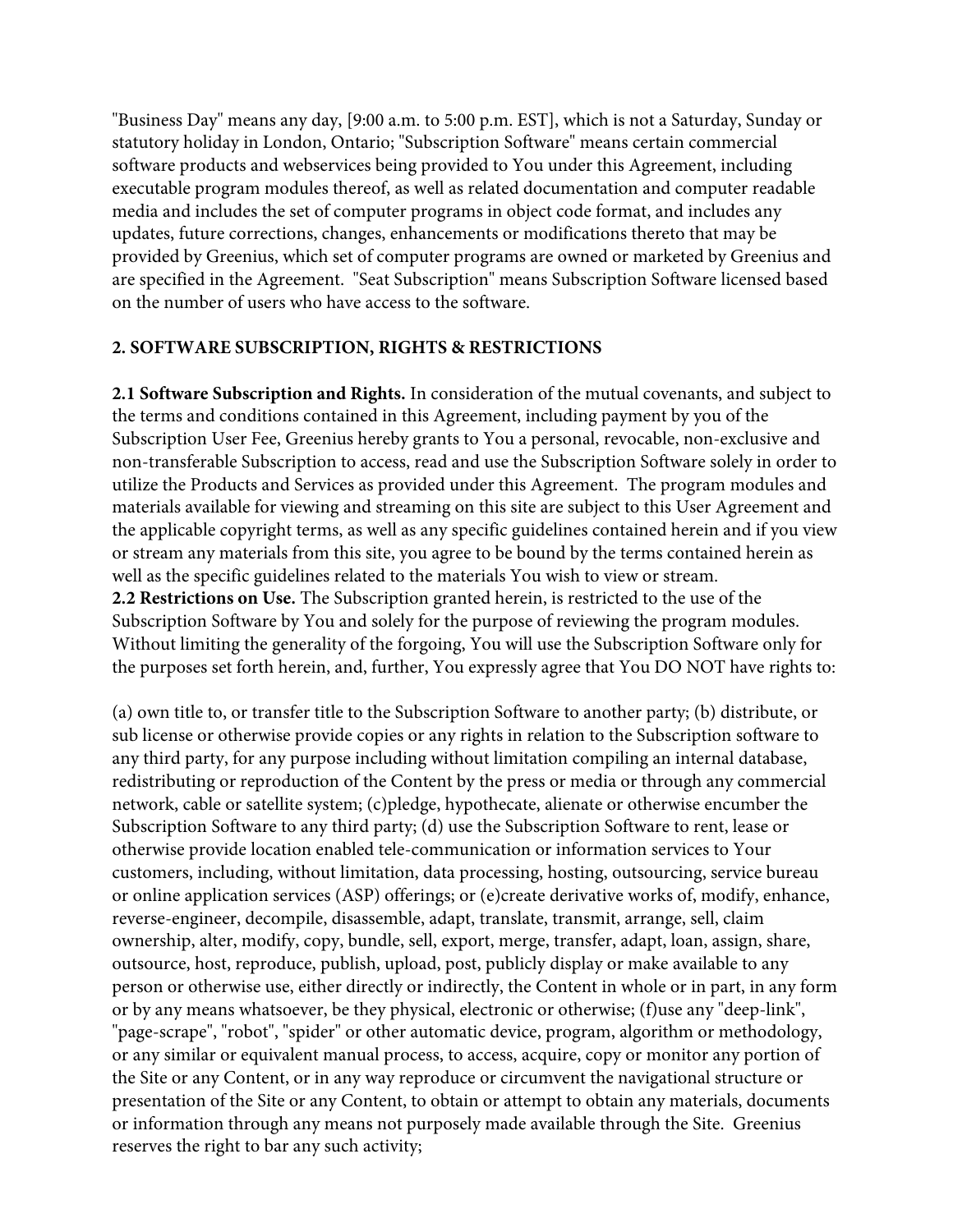"Business Day" means any day, [9:00 a.m. to 5:00 p.m. EST], which is not a Saturday, Sunday or statutory holiday in London, Ontario; "Subscription Software" means certain commercial software products and webservices being provided to You under this Agreement, including executable program modules thereof, as well as related documentation and computer readable media and includes the set of computer programs in object code format, and includes any updates, future corrections, changes, enhancements or modifications thereto that may be provided by Greenius, which set of computer programs are owned or marketed by Greenius and are specified in the Agreement. "Seat Subscription" means Subscription Software licensed based on the number of users who have access to the software.

**2. SOFTWARE SUBSCRIPTION, RIGHTS & RESTRICTIONS**

**2.1 Software Subscription and Rights.** In consideration of the mutual covenants, and subject to the terms and conditions contained in this Agreement, including payment by you of the Subscription User Fee, Greenius hereby grants to You a personal, revocable, non-exclusive and non-transferable Subscription to access, read and use the Subscription Software solely in order to utilize the Products and Services as provided under this Agreement. The program modules and materials available for viewing and streaming on this site are subject to this User Agreement and the applicable copyright terms, as well as any specific guidelines contained herein and if you view or stream any materials from this site, you agree to be bound by the terms contained herein as well as the specific guidelines related to the materials You wish to view or stream.
**2.2 Restrictions on Use.** The Subscription granted herein, is restricted to the use of the Subscription Software by You and solely for the purpose of reviewing the program modules. Without limiting the generality of the forgoing, You will use the Subscription Software only for the purposes set forth herein, and, further, You expressly agree that You DO NOT have rights to:

(a) own title to, or transfer title to the Subscription Software to another party; (b) distribute, or sub license or otherwise provide copies or any rights in relation to the Subscription software to any third party, for any purpose including without limitation compiling an internal database, redistributing or reproduction of the Content by the press or media or through any commercial network, cable or satellite system; (c)pledge, hypothecate, alienate or otherwise encumber the Subscription Software to any third party; (d) use the Subscription Software to rent, lease or otherwise provide location enabled tele-communication or information services to Your customers, including, without limitation, data processing, hosting, outsourcing, service bureau or online application services (ASP) offerings; or (e)create derivative works of, modify, enhance, reverse-engineer, decompile, disassemble, adapt, translate, transmit, arrange, sell, claim ownership, alter, modify, copy, bundle, sell, export, merge, transfer, adapt, loan, assign, share, outsource, host, reproduce, publish, upload, post, publicly display or make available to any person or otherwise use, either directly or indirectly, the Content in whole or in part, in any form or by any means whatsoever, be they physical, electronic or otherwise; (f)use any "deep-link", "page-scrape", "robot", "spider" or other automatic device, program, algorithm or methodology, or any similar or equivalent manual process, to access, acquire, copy or monitor any portion of the Site or any Content, or in any way reproduce or circumvent the navigational structure or presentation of the Site or any Content, to obtain or attempt to obtain any materials, documents or information through any means not purposely made available through the Site. Greenius reserves the right to bar any such activity;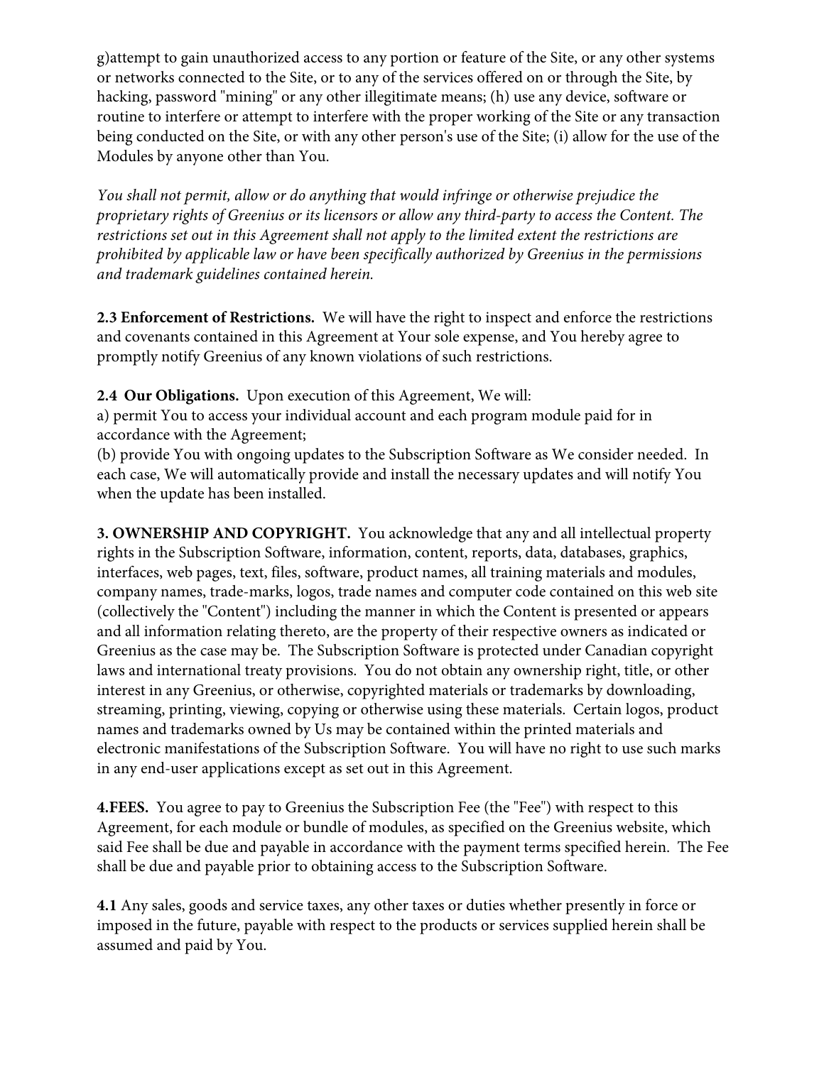g)attempt to gain unauthorized access to any portion or feature of the Site, or any other systems or networks connected to the Site, or to any of the services offered on or through the Site, by hacking, password "mining" or any other illegitimate means; (h) use any device, software or routine to interfere or attempt to interfere with the proper working of the Site or any transaction being conducted on the Site, or with any other person's use of the Site; (i) allow for the use of the Modules by anyone other than You.

*You shall not permit, allow or do anything that would infringe or otherwise prejudice the proprietary rights of Greenius or its licensors or allow any third-party to access the Content. The restrictions set out in this Agreement shall not apply to the limited extent the restrictions are prohibited by applicable law or have been specifically authorized by Greenius in the permissions and trademark guidelines contained herein.*

**2.3 Enforcement of Restrictions.** We will have the right to inspect and enforce the restrictions and covenants contained in this Agreement at Your sole expense, and You hereby agree to promptly notify Greenius of any known violations of such restrictions.

**2.4 Our Obligations.** Upon execution of this Agreement, We will:
a) permit You to access your individual account and each program module paid for in accordance with the Agreement;
(b) provide You with ongoing updates to the Subscription Software as We consider needed. In each case, We will automatically provide and install the necessary updates and will notify You when the update has been installed.

**3. OWNERSHIP AND COPYRIGHT.** You acknowledge that any and all intellectual property rights in the Subscription Software, information, content, reports, data, databases, graphics, interfaces, web pages, text, files, software, product names, all training materials and modules, company names, trade-marks, logos, trade names and computer code contained on this web site (collectively the "Content") including the manner in which the Content is presented or appears and all information relating thereto, are the property of their respective owners as indicated or Greenius as the case may be. The Subscription Software is protected under Canadian copyright laws and international treaty provisions. You do not obtain any ownership right, title, or other interest in any Greenius, or otherwise, copyrighted materials or trademarks by downloading, streaming, printing, viewing, copying or otherwise using these materials. Certain logos, product names and trademarks owned by Us may be contained within the printed materials and electronic manifestations of the Subscription Software. You will have no right to use such marks in any end-user applications except as set out in this Agreement.

**4.FEES.** You agree to pay to Greenius the Subscription Fee (the "Fee") with respect to this Agreement, for each module or bundle of modules, as specified on the Greenius website, which said Fee shall be due and payable in accordance with the payment terms specified herein. The Fee shall be due and payable prior to obtaining access to the Subscription Software.

**4.1** Any sales, goods and service taxes, any other taxes or duties whether presently in force or imposed in the future, payable with respect to the products or services supplied herein shall be assumed and paid by You.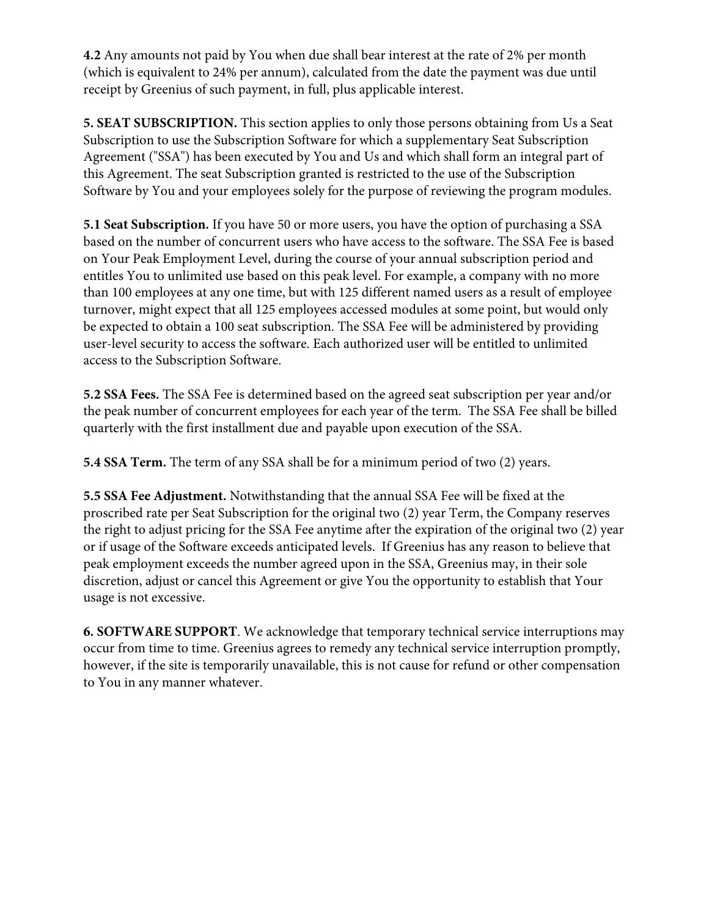**4.2** Any amounts not paid by You when due shall bear interest at the rate of 2% per month (which is equivalent to 24% per annum), calculated from the date the payment was due until receipt by Greenius of such payment, in full, plus applicable interest.

**5. SEAT SUBSCRIPTION.** This section applies to only those persons obtaining from Us a Seat Subscription to use the Subscription Software for which a supplementary Seat Subscription Agreement ("SSA") has been executed by You and Us and which shall form an integral part of this Agreement. The seat Subscription granted is restricted to the use of the Subscription Software by You and your employees solely for the purpose of reviewing the program modules.

**5.1 Seat Subscription.** If you have 50 or more users, you have the option of purchasing a SSA based on the number of concurrent users who have access to the software. The SSA Fee is based on Your Peak Employment Level, during the course of your annual subscription period and entitles You to unlimited use based on this peak level. For example, a company with no more than 100 employees at any one time, but with 125 different named users as a result of employee turnover, might expect that all 125 employees accessed modules at some point, but would only be expected to obtain a 100 seat subscription. The SSA Fee will be administered by providing user-level security to access the software. Each authorized user will be entitled to unlimited access to the Subscription Software.

**5.2 SSA Fees.** The SSA Fee is determined based on the agreed seat subscription per year and/or the peak number of concurrent employees for each year of the term. The SSA Fee shall be billed quarterly with the first installment due and payable upon execution of the SSA.

**5.4 SSA Term.** The term of any SSA shall be for a minimum period of two (2) years.

**5.5 SSA Fee Adjustment.** Notwithstanding that the annual SSA Fee will be fixed at the proscribed rate per Seat Subscription for the original two (2) year Term, the Company reserves the right to adjust pricing for the SSA Fee anytime after the expiration of the original two (2) year or if usage of the Software exceeds anticipated levels. If Greenius has any reason to believe that peak employment exceeds the number agreed upon in the SSA, Greenius may, in their sole discretion, adjust or cancel this Agreement or give You the opportunity to establish that Your usage is not excessive.

**6. SOFTWARE SUPPORT**. We acknowledge that temporary technical service interruptions may occur from time to time. Greenius agrees to remedy any technical service interruption promptly, however, if the site is temporarily unavailable, this is not cause for refund or other compensation to You in any manner whatever.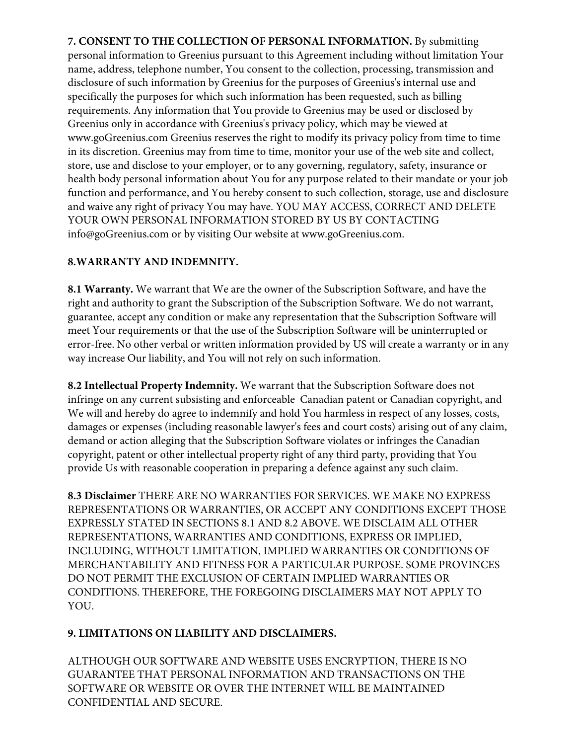**7. CONSENT TO THE COLLECTION OF PERSONAL INFORMATION.** By submitting personal information to Greenius pursuant to this Agreement including without limitation Your name, address, telephone number, You consent to the collection, processing, transmission and disclosure of such information by Greenius for the purposes of Greenius's internal use and specifically the purposes for which such information has been requested, such as billing requirements. Any information that You provide to Greenius may be used or disclosed by Greenius only in accordance with Greenius's privacy policy, which may be viewed at www.goGreenius.com Greenius reserves the right to modify its privacy policy from time to time in its discretion. Greenius may from time to time, monitor your use of the web site and collect, store, use and disclose to your employer, or to any governing, regulatory, safety, insurance or health body personal information about You for any purpose related to their mandate or your job function and performance, and You hereby consent to such collection, storage, use and disclosure and waive any right of privacy You may have. YOU MAY ACCESS, CORRECT AND DELETE YOUR OWN PERSONAL INFORMATION STORED BY US BY CONTACTING info@goGreenius.com or by visiting Our website at www.goGreenius.com.

**8.WARRANTY AND INDEMNITY.**

**8.1 Warranty.** We warrant that We are the owner of the Subscription Software, and have the right and authority to grant the Subscription of the Subscription Software. We do not warrant, guarantee, accept any condition or make any representation that the Subscription Software will meet Your requirements or that the use of the Subscription Software will be uninterrupted or error-free. No other verbal or written information provided by US will create a warranty or in any way increase Our liability, and You will not rely on such information.

**8.2 Intellectual Property Indemnity.** We warrant that the Subscription Software does not infringe on any current subsisting and enforceable Canadian patent or Canadian copyright, and We will and hereby do agree to indemnify and hold You harmless in respect of any losses, costs, damages or expenses (including reasonable lawyer's fees and court costs) arising out of any claim, demand or action alleging that the Subscription Software violates or infringes the Canadian copyright, patent or other intellectual property right of any third party, providing that You provide Us with reasonable cooperation in preparing a defence against any such claim.

**8.3 Disclaimer** THERE ARE NO WARRANTIES FOR SERVICES. WE MAKE NO EXPRESS REPRESENTATIONS OR WARRANTIES, OR ACCEPT ANY CONDITIONS EXCEPT THOSE EXPRESSLY STATED IN SECTIONS 8.1 AND 8.2 ABOVE. WE DISCLAIM ALL OTHER REPRESENTATIONS, WARRANTIES AND CONDITIONS, EXPRESS OR IMPLIED, INCLUDING, WITHOUT LIMITATION, IMPLIED WARRANTIES OR CONDITIONS OF MERCHANTABILITY AND FITNESS FOR A PARTICULAR PURPOSE. SOME PROVINCES DO NOT PERMIT THE EXCLUSION OF CERTAIN IMPLIED WARRANTIES OR CONDITIONS. THEREFORE, THE FOREGOING DISCLAIMERS MAY NOT APPLY TO YOU.

**9. LIMITATIONS ON LIABILITY AND DISCLAIMERS.**

ALTHOUGH OUR SOFTWARE AND WEBSITE USES ENCRYPTION, THERE IS NO GUARANTEE THAT PERSONAL INFORMATION AND TRANSACTIONS ON THE SOFTWARE OR WEBSITE OR OVER THE INTERNET WILL BE MAINTAINED CONFIDENTIAL AND SECURE.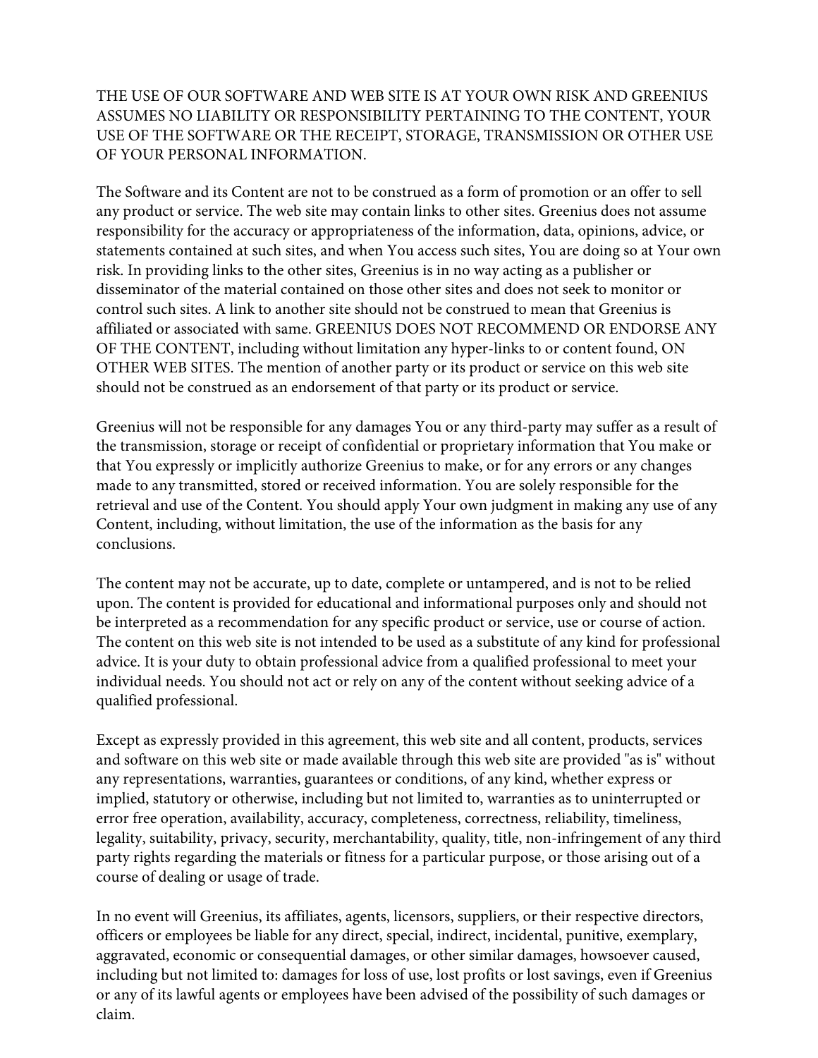THE USE OF OUR SOFTWARE AND WEB SITE IS AT YOUR OWN RISK AND GREENIUS ASSUMES NO LIABILITY OR RESPONSIBILITY PERTAINING TO THE CONTENT, YOUR USE OF THE SOFTWARE OR THE RECEIPT, STORAGE, TRANSMISSION OR OTHER USE OF YOUR PERSONAL INFORMATION.

The Software and its Content are not to be construed as a form of promotion or an offer to sell any product or service. The web site may contain links to other sites. Greenius does not assume responsibility for the accuracy or appropriateness of the information, data, opinions, advice, or statements contained at such sites, and when You access such sites, You are doing so at Your own risk. In providing links to the other sites, Greenius is in no way acting as a publisher or disseminator of the material contained on those other sites and does not seek to monitor or control such sites. A link to another site should not be construed to mean that Greenius is affiliated or associated with same. GREENIUS DOES NOT RECOMMEND OR ENDORSE ANY OF THE CONTENT, including without limitation any hyper-links to or content found, ON OTHER WEB SITES. The mention of another party or its product or service on this web site should not be construed as an endorsement of that party or its product or service.

Greenius will not be responsible for any damages You or any third-party may suffer as a result of the transmission, storage or receipt of confidential or proprietary information that You make or that You expressly or implicitly authorize Greenius to make, or for any errors or any changes made to any transmitted, stored or received information. You are solely responsible for the retrieval and use of the Content. You should apply Your own judgment in making any use of any Content, including, without limitation, the use of the information as the basis for any conclusions.

The content may not be accurate, up to date, complete or untampered, and is not to be relied upon. The content is provided for educational and informational purposes only and should not be interpreted as a recommendation for any specific product or service, use or course of action. The content on this web site is not intended to be used as a substitute of any kind for professional advice. It is your duty to obtain professional advice from a qualified professional to meet your individual needs. You should not act or rely on any of the content without seeking advice of a qualified professional.

Except as expressly provided in this agreement, this web site and all content, products, services and software on this web site or made available through this web site are provided "as is" without any representations, warranties, guarantees or conditions, of any kind, whether express or implied, statutory or otherwise, including but not limited to, warranties as to uninterrupted or error free operation, availability, accuracy, completeness, correctness, reliability, timeliness, legality, suitability, privacy, security, merchantability, quality, title, non-infringement of any third party rights regarding the materials or fitness for a particular purpose, or those arising out of a course of dealing or usage of trade.

In no event will Greenius, its affiliates, agents, licensors, suppliers, or their respective directors, officers or employees be liable for any direct, special, indirect, incidental, punitive, exemplary, aggravated, economic or consequential damages, or other similar damages, howsoever caused, including but not limited to: damages for loss of use, lost profits or lost savings, even if Greenius or any of its lawful agents or employees have been advised of the possibility of such damages or claim.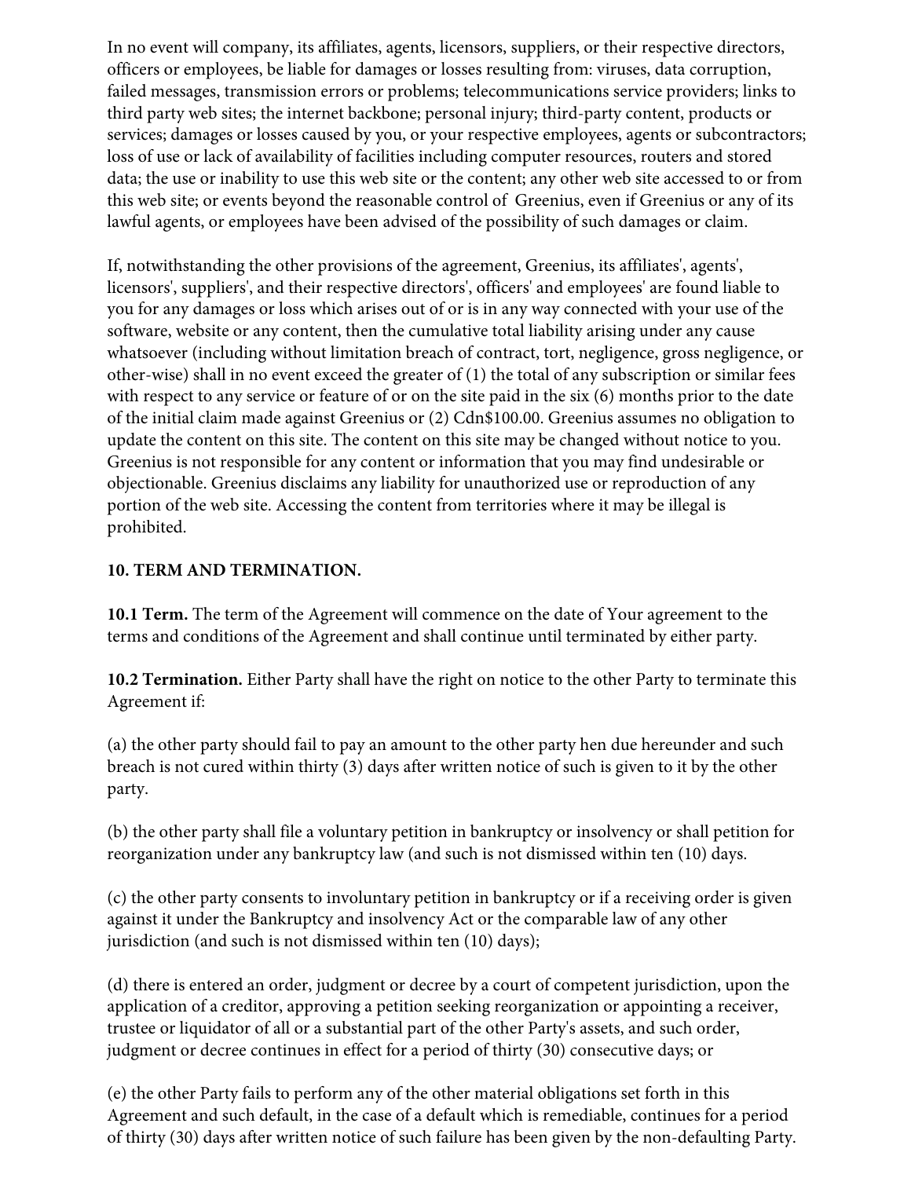In no event will company, its affiliates, agents, licensors, suppliers, or their respective directors, officers or employees, be liable for damages or losses resulting from: viruses, data corruption, failed messages, transmission errors or problems; telecommunications service providers; links to third party web sites; the internet backbone; personal injury; third-party content, products or services; damages or losses caused by you, or your respective employees, agents or subcontractors; loss of use or lack of availability of facilities including computer resources, routers and stored data; the use or inability to use this web site or the content; any other web site accessed to or from this web site; or events beyond the reasonable control of Greenius, even if Greenius or any of its lawful agents, or employees have been advised of the possibility of such damages or claim.

If, notwithstanding the other provisions of the agreement, Greenius, its affiliates', agents', licensors', suppliers', and their respective directors', officers' and employees' are found liable to you for any damages or loss which arises out of or is in any way connected with your use of the software, website or any content, then the cumulative total liability arising under any cause whatsoever (including without limitation breach of contract, tort, negligence, gross negligence, or other-wise) shall in no event exceed the greater of (1) the total of any subscription or similar fees with respect to any service or feature of or on the site paid in the six (6) months prior to the date of the initial claim made against Greenius or (2) Cdn$100.00. Greenius assumes no obligation to update the content on this site. The content on this site may be changed without notice to you. Greenius is not responsible for any content or information that you may find undesirable or objectionable. Greenius disclaims any liability for unauthorized use or reproduction of any portion of the web site. Accessing the content from territories where it may be illegal is prohibited.

**10. TERM AND TERMINATION.**

**10.1 Term.** The term of the Agreement will commence on the date of Your agreement to the terms and conditions of the Agreement and shall continue until terminated by either party.

**10.2 Termination.** Either Party shall have the right on notice to the other Party to terminate this Agreement if:

(a) the other party should fail to pay an amount to the other party hen due hereunder and such breach is not cured within thirty (3) days after written notice of such is given to it by the other party.

(b) the other party shall file a voluntary petition in bankruptcy or insolvency or shall petition for reorganization under any bankruptcy law (and such is not dismissed within ten (10) days.

(c) the other party consents to involuntary petition in bankruptcy or if a receiving order is given against it under the Bankruptcy and insolvency Act or the comparable law of any other jurisdiction (and such is not dismissed within ten (10) days);

(d) there is entered an order, judgment or decree by a court of competent jurisdiction, upon the application of a creditor, approving a petition seeking reorganization or appointing a receiver, trustee or liquidator of all or a substantial part of the other Party's assets, and such order, judgment or decree continues in effect for a period of thirty (30) consecutive days; or

(e) the other Party fails to perform any of the other material obligations set forth in this Agreement and such default, in the case of a default which is remediable, continues for a period of thirty (30) days after written notice of such failure has been given by the non-defaulting Party.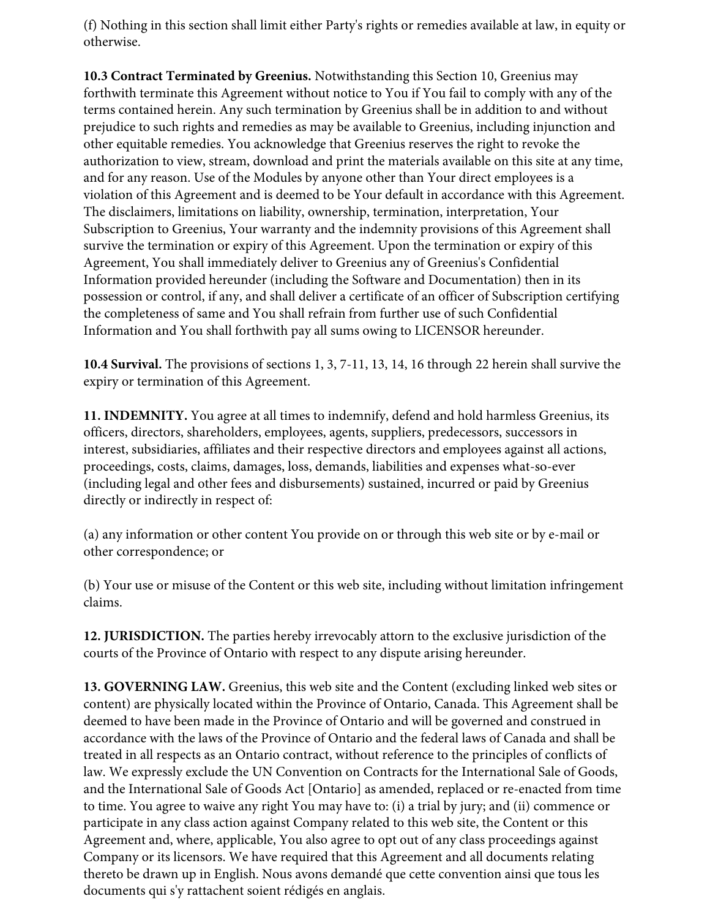(f) Nothing in this section shall limit either Party's rights or remedies available at law, in equity or otherwise.

**10.3 Contract Terminated by Greenius.** Notwithstanding this Section 10, Greenius may forthwith terminate this Agreement without notice to You if You fail to comply with any of the terms contained herein. Any such termination by Greenius shall be in addition to and without prejudice to such rights and remedies as may be available to Greenius, including injunction and other equitable remedies. You acknowledge that Greenius reserves the right to revoke the authorization to view, stream, download and print the materials available on this site at any time, and for any reason. Use of the Modules by anyone other than Your direct employees is a violation of this Agreement and is deemed to be Your default in accordance with this Agreement. The disclaimers, limitations on liability, ownership, termination, interpretation, Your Subscription to Greenius, Your warranty and the indemnity provisions of this Agreement shall survive the termination or expiry of this Agreement. Upon the termination or expiry of this Agreement, You shall immediately deliver to Greenius any of Greenius's Confidential Information provided hereunder (including the Software and Documentation) then in its possession or control, if any, and shall deliver a certificate of an officer of Subscription certifying the completeness of same and You shall refrain from further use of such Confidential Information and You shall forthwith pay all sums owing to LICENSOR hereunder.

**10.4 Survival.** The provisions of sections 1, 3, 7-11, 13, 14, 16 through 22 herein shall survive the expiry or termination of this Agreement.

**11. INDEMNITY.** You agree at all times to indemnify, defend and hold harmless Greenius, its officers, directors, shareholders, employees, agents, suppliers, predecessors, successors in interest, subsidiaries, affiliates and their respective directors and employees against all actions, proceedings, costs, claims, damages, loss, demands, liabilities and expenses what-so-ever (including legal and other fees and disbursements) sustained, incurred or paid by Greenius directly or indirectly in respect of:

(a) any information or other content You provide on or through this web site or by e-mail or other correspondence; or

(b) Your use or misuse of the Content or this web site, including without limitation infringement claims.

**12. JURISDICTION.** The parties hereby irrevocably attorn to the exclusive jurisdiction of the courts of the Province of Ontario with respect to any dispute arising hereunder.

**13. GOVERNING LAW.** Greenius, this web site and the Content (excluding linked web sites or content) are physically located within the Province of Ontario, Canada. This Agreement shall be deemed to have been made in the Province of Ontario and will be governed and construed in accordance with the laws of the Province of Ontario and the federal laws of Canada and shall be treated in all respects as an Ontario contract, without reference to the principles of conflicts of law. We expressly exclude the UN Convention on Contracts for the International Sale of Goods, and the International Sale of Goods Act [Ontario] as amended, replaced or re-enacted from time to time. You agree to waive any right You may have to: (i) a trial by jury; and (ii) commence or participate in any class action against Company related to this web site, the Content or this Agreement and, where, applicable, You also agree to opt out of any class proceedings against Company or its licensors. We have required that this Agreement and all documents relating thereto be drawn up in English. Nous avons demandé que cette convention ainsi que tous les documents qui s'y rattachent soient rédigés en anglais.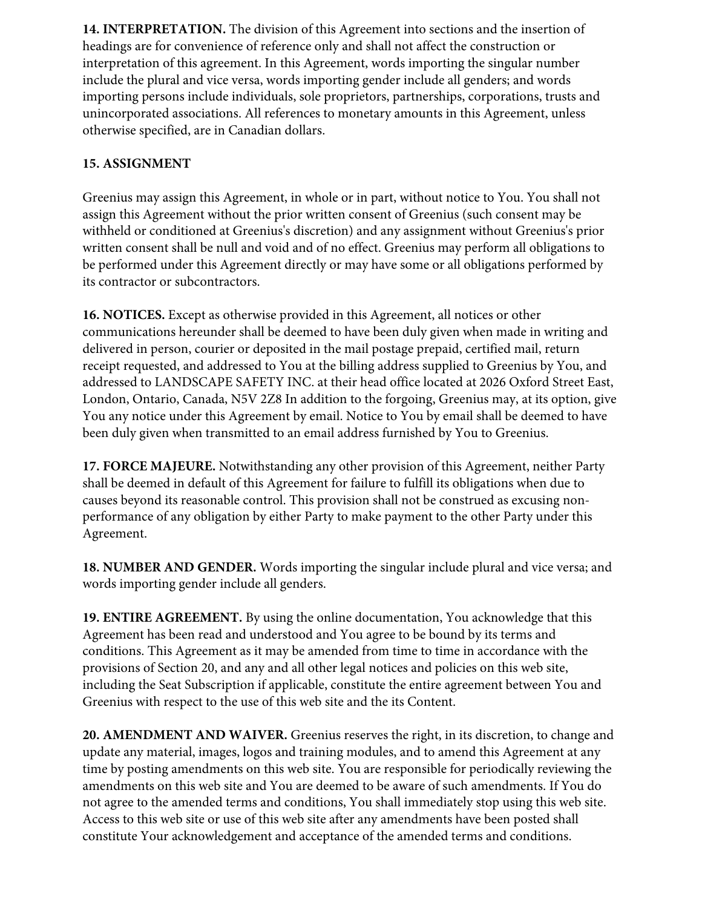**14. INTERPRETATION.** The division of this Agreement into sections and the insertion of headings are for convenience of reference only and shall not affect the construction or interpretation of this agreement. In this Agreement, words importing the singular number include the plural and vice versa, words importing gender include all genders; and words importing persons include individuals, sole proprietors, partnerships, corporations, trusts and unincorporated associations. All references to monetary amounts in this Agreement, unless otherwise specified, are in Canadian dollars.

**15. ASSIGNMENT**

Greenius may assign this Agreement, in whole or in part, without notice to You. You shall not assign this Agreement without the prior written consent of Greenius (such consent may be withheld or conditioned at Greenius's discretion) and any assignment without Greenius's prior written consent shall be null and void and of no effect. Greenius may perform all obligations to be performed under this Agreement directly or may have some or all obligations performed by its contractor or subcontractors.

**16. NOTICES.** Except as otherwise provided in this Agreement, all notices or other communications hereunder shall be deemed to have been duly given when made in writing and delivered in person, courier or deposited in the mail postage prepaid, certified mail, return receipt requested, and addressed to You at the billing address supplied to Greenius by You, and addressed to LANDSCAPE SAFETY INC. at their head office located at 2026 Oxford Street East, London, Ontario, Canada, N5V 2Z8 In addition to the forgoing, Greenius may, at its option, give You any notice under this Agreement by email. Notice to You by email shall be deemed to have been duly given when transmitted to an email address furnished by You to Greenius.

**17. FORCE MAJEURE.** Notwithstanding any other provision of this Agreement, neither Party shall be deemed in default of this Agreement for failure to fulfill its obligations when due to causes beyond its reasonable control. This provision shall not be construed as excusing non-performance of any obligation by either Party to make payment to the other Party under this Agreement.

**18. NUMBER AND GENDER.** Words importing the singular include plural and vice versa; and words importing gender include all genders.

**19. ENTIRE AGREEMENT.** By using the online documentation, You acknowledge that this Agreement has been read and understood and You agree to be bound by its terms and conditions. This Agreement as it may be amended from time to time in accordance with the provisions of Section 20, and any and all other legal notices and policies on this web site, including the Seat Subscription if applicable, constitute the entire agreement between You and Greenius with respect to the use of this web site and the its Content.

**20. AMENDMENT AND WAIVER.** Greenius reserves the right, in its discretion, to change and update any material, images, logos and training modules, and to amend this Agreement at any time by posting amendments on this web site. You are responsible for periodically reviewing the amendments on this web site and You are deemed to be aware of such amendments. If You do not agree to the amended terms and conditions, You shall immediately stop using this web site. Access to this web site or use of this web site after any amendments have been posted shall constitute Your acknowledgement and acceptance of the amended terms and conditions.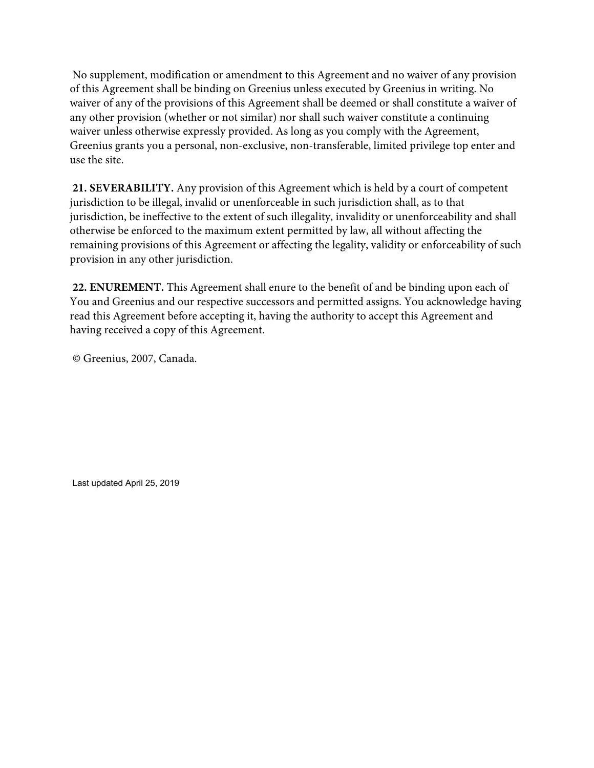No supplement, modification or amendment to this Agreement and no waiver of any provision of this Agreement shall be binding on Greenius unless executed by Greenius in writing. No waiver of any of the provisions of this Agreement shall be deemed or shall constitute a waiver of any other provision (whether or not similar) nor shall such waiver constitute a continuing waiver unless otherwise expressly provided. As long as you comply with the Agreement, Greenius grants you a personal, non-exclusive, non-transferable, limited privilege top enter and use the site.

**21. SEVERABILITY.** Any provision of this Agreement which is held by a court of competent jurisdiction to be illegal, invalid or unenforceable in such jurisdiction shall, as to that jurisdiction, be ineffective to the extent of such illegality, invalidity or unenforceability and shall otherwise be enforced to the maximum extent permitted by law, all without affecting the remaining provisions of this Agreement or affecting the legality, validity or enforceability of such provision in any other jurisdiction.

**22. ENUREMENT.** This Agreement shall enure to the benefit of and be binding upon each of You and Greenius and our respective successors and permitted assigns. You acknowledge having read this Agreement before accepting it, having the authority to accept this Agreement and having received a copy of this Agreement.

© Greenius, 2007, Canada.

Last updated April 25, 2019